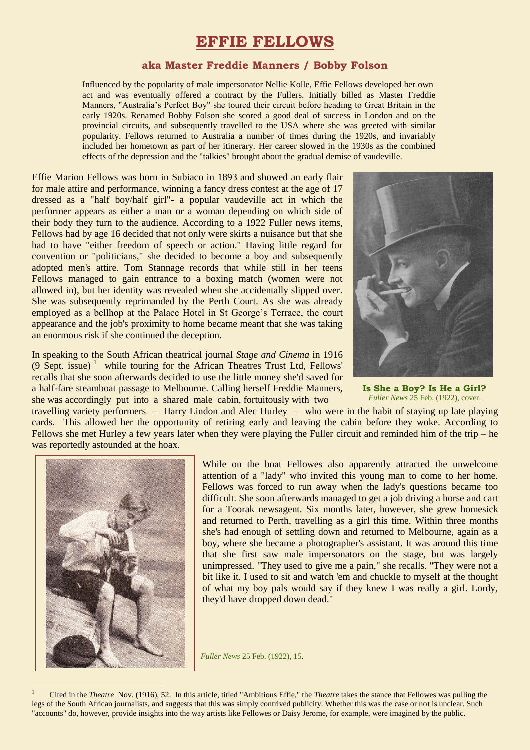# EFFIE FELLOWS

### aka Master Freddie Manners / Bobby Folson

Influenced by the popularity of male impersonator Nellie Kolle, Effie Fellows developed her own act and was eventually offered a contract by the Fullers. Initially billed as Master Freddie Manners, "Australia's Perfect Boy" she toured their circuit before heading to Great Britain in the early 1920s. Renamed Bobby Folson she scored a good deal of success in London and on the provincial circuits, and subsequently travelled to the USA where she was greeted with similar popularity. Fellows returned to Australia a number of times during the 1920s, and invariably included her hometown as part of her itinerary. Her career slowed in the 1930s as the combined effects of the depression and the "talkies" brought about the gradual demise of vaudeville.

Effie Marion Fellows was born in Subiaco in 1893 and showed an early flair for male attire and performance, winning a fancy dress contest at the age of 17 dressed as a "half boy/half girl"- a popular vaudeville act in which the performer appears as either a man or a woman depending on which side of their body they turn to the audience. According to a 1922 Fuller news items, Fellows had by age 16 decided that not only were skirts a nuisance but that she had to have "either freedom of speech or action." Having little regard for convention or "politicians," she decided to become a boy and subsequently adopted men's attire. Tom Stannage records that while still in her teens Fellows managed to gain entrance to a boxing match (women were not allowed in), but her identity was revealed when she accidentally slipped over. She was subsequently reprimanded by the Perth Court. As she was already employed as a bellhop at the Palace Hotel in St George's Terrace, the court appearance and the job's proximity to home became meant that she was taking an enormous risk if she continued the deception.

**Is She a Boy? Is He a Girl?**
*Fuller News* 25 Feb. (1922), cover.

In speaking to the South African theatrical journal *Stage and Cinema* in 1916 (9 Sept. issue) [1] while touring for the African Theatres Trust Ltd, Fellows' recalls that she soon afterwards decided to use the little money she'd saved for a half-fare steamboat passage to Melbourne. Calling herself Freddie Manners, she was accordingly put into a shared male cabin, fortuitously with two travelling variety performers – Harry Lindon and Alec Hurley – who were in the habit of staying up late playing cards. This allowed her the opportunity of retiring early and leaving the cabin before they woke. According to Fellows she met Hurley a few years later when they were playing the Fuller circuit and reminded him of the trip – he was reportedly astounded at the hoax.

While on the boat Fellowes also apparently attracted the unwelcome attention of a "lady" who invited this young man to come to her home. Fellows was forced to run away when the lady's questions became too difficult. She soon afterwards managed to get a job driving a horse and cart for a Toorak newsagent. Six months later, however, she grew homesick and returned to Perth, travelling as a girl this time. Within three months she's had enough of settling down and returned to Melbourne, again as a boy, where she became a photographer's assistant. It was around this time that she first saw male impersonators on the stage, but was largely unimpressed. "They used to give me a pain," she recalls. "They were not a bit like it. I used to sit and watch 'em and chuckle to myself at the thought of what my boy pals would say if they knew I was really a girl. Lordy, they'd have dropped down dead."

*Fuller News* 25 Feb. (1922), 15.

---

[1] Cited in the *Theatre* Nov. (1916), 52. In this article, titled "Ambitious Effie," the *Theatre* takes the stance that Fellowes was pulling the legs of the South African journalists, and suggests that this was simply contrived publicity. Whether this was the case or not is unclear. Such "accounts" do, however, provide insights into the way artists like Fellowes or Daisy Jerome, for example, were imagined by the public.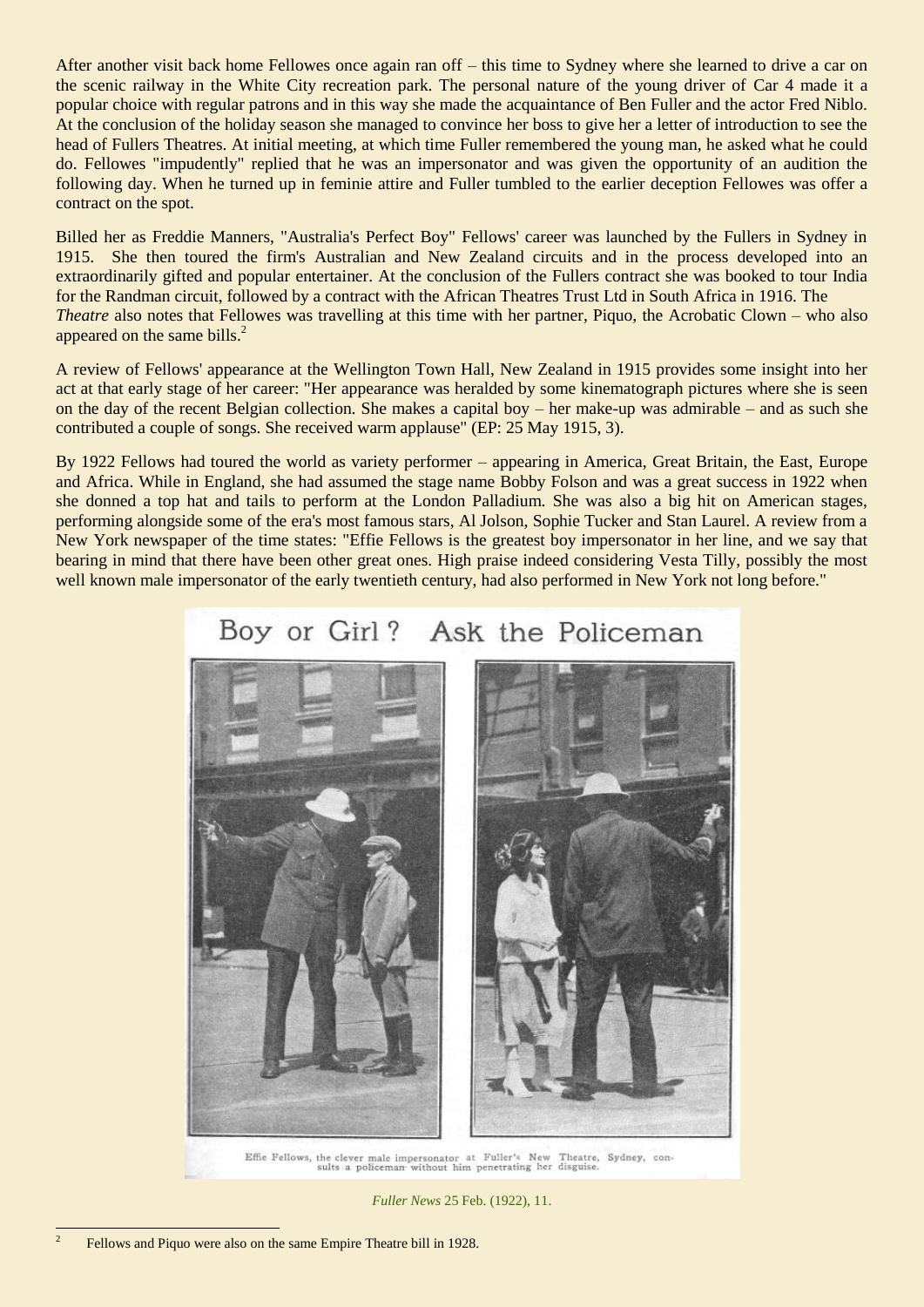After another visit back home Fellowes once again ran off – this time to Sydney where she learned to drive a car on the scenic railway in the White City recreation park. The personal nature of the young driver of Car 4 made it a popular choice with regular patrons and in this way she made the acquaintance of Ben Fuller and the actor Fred Niblo. At the conclusion of the holiday season she managed to convince her boss to give her a letter of introduction to see the head of Fullers Theatres. At initial meeting, at which time Fuller remembered the young man, he asked what he could do. Fellowes "impudently" replied that he was an impersonator and was given the opportunity of an audition the following day. When he turned up in feminie attire and Fuller tumbled to the earlier deception Fellowes was offer a contract on the spot.

Billed her as Freddie Manners, "Australia's Perfect Boy" Fellows' career was launched by the Fullers in Sydney in 1915. She then toured the firm's Australian and New Zealand circuits and in the process developed into an extraordinarily gifted and popular entertainer. At the conclusion of the Fullers contract she was booked to tour India for the Randman circuit, followed by a contract with the African Theatres Trust Ltd in South Africa in 1916. The *Theatre* also notes that Fellowes was travelling at this time with her partner, Piquo, the Acrobatic Clown – who also appeared on the same bills.[2]

A review of Fellows' appearance at the Wellington Town Hall, New Zealand in 1915 provides some insight into her act at that early stage of her career: "Her appearance was heralded by some kinematograph pictures where she is seen on the day of the recent Belgian collection. She makes a capital boy – her make-up was admirable – and as such she contributed a couple of songs. She received warm applause" (EP: 25 May 1915, 3).

By 1922 Fellows had toured the world as variety performer – appearing in America, Great Britain, the East, Europe and Africa. While in England, she had assumed the stage name Bobby Folson and was a great success in 1922 when she donned a top hat and tails to perform at the London Palladium. She was also a big hit on American stages, performing alongside some of the era's most famous stars, Al Jolson, Sophie Tucker and Stan Laurel. A review from a New York newspaper of the time states: "Effie Fellows is the greatest boy impersonator in her line, and we say that bearing in mind that there have been other great ones. High praise indeed considering Vesta Tilly, possibly the most well known male impersonator of the early twentieth century, had also performed in New York not long before."

Boy or Girl? Ask the Policeman

Effie Fellows, the clever male impersonator at Fuller's New Theatre, Sydney, consults a policeman without him penetrating her disguise.

*Fuller News* 25 Feb. (1922), 11.

---

[2] Fellows and Piquo were also on the same Empire Theatre bill in 1928.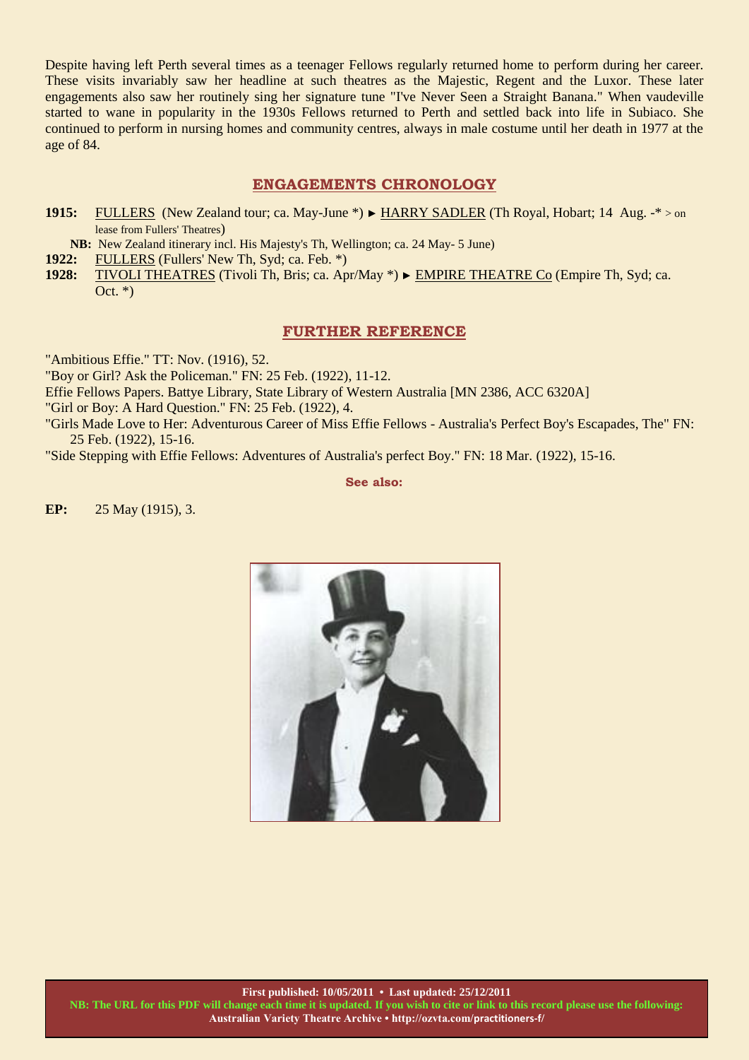Despite having left Perth several times as a teenager Fellows regularly returned home to perform during her career. These visits invariably saw her headline at such theatres as the Majestic, Regent and the Luxor. These later engagements also saw her routinely sing her signature tune "I've Never Seen a Straight Banana." When vaudeville started to wane in popularity in the 1930s Fellows returned to Perth and settled back into life in Subiaco. She continued to perform in nursing homes and community centres, always in male costume until her death in 1977 at the age of 84.

## ENGAGEMENTS CHRONOLOGY

**1915:** FULLERS (New Zealand tour; ca. May-June *) ► HARRY SADLER (Th Royal, Hobart; 14 Aug. -* > on lease from Fullers' Theatres)

**NB:** New Zealand itinerary incl. His Majesty's Th, Wellington; ca. 24 May- 5 June)

**1922:** FULLERS (Fullers' New Th, Syd; ca. Feb. *)

**1928:** TIVOLI THEATRES (Tivoli Th, Bris; ca. Apr/May *) ► EMPIRE THEATRE Co (Empire Th, Syd; ca. Oct. *)

## FURTHER REFERENCE

"Ambitious Effie." TT: Nov. (1916), 52.

"Boy or Girl? Ask the Policeman." FN: 25 Feb. (1922), 11-12.

Effie Fellows Papers. Battye Library, State Library of Western Australia [MN 2386, ACC 6320A]

"Girl or Boy: A Hard Question." FN: 25 Feb. (1922), 4.

"Girls Made Love to Her: Adventurous Career of Miss Effie Fellows - Australia's Perfect Boy's Escapades, The" FN: 25 Feb. (1922), 15-16.

"Side Stepping with Effie Fellows: Adventures of Australia's perfect Boy." FN: 18 Mar. (1922), 15-16.

**See also:**

**EP:** 25 May (1915), 3.

First published: 10/05/2011 • Last updated: 25/12/2011

NB: The URL for this PDF will change each time it is updated. If you wish to cite or link to this record please use the following: Australian Variety Theatre Archive • http://ozvta.com/practitioners-f/